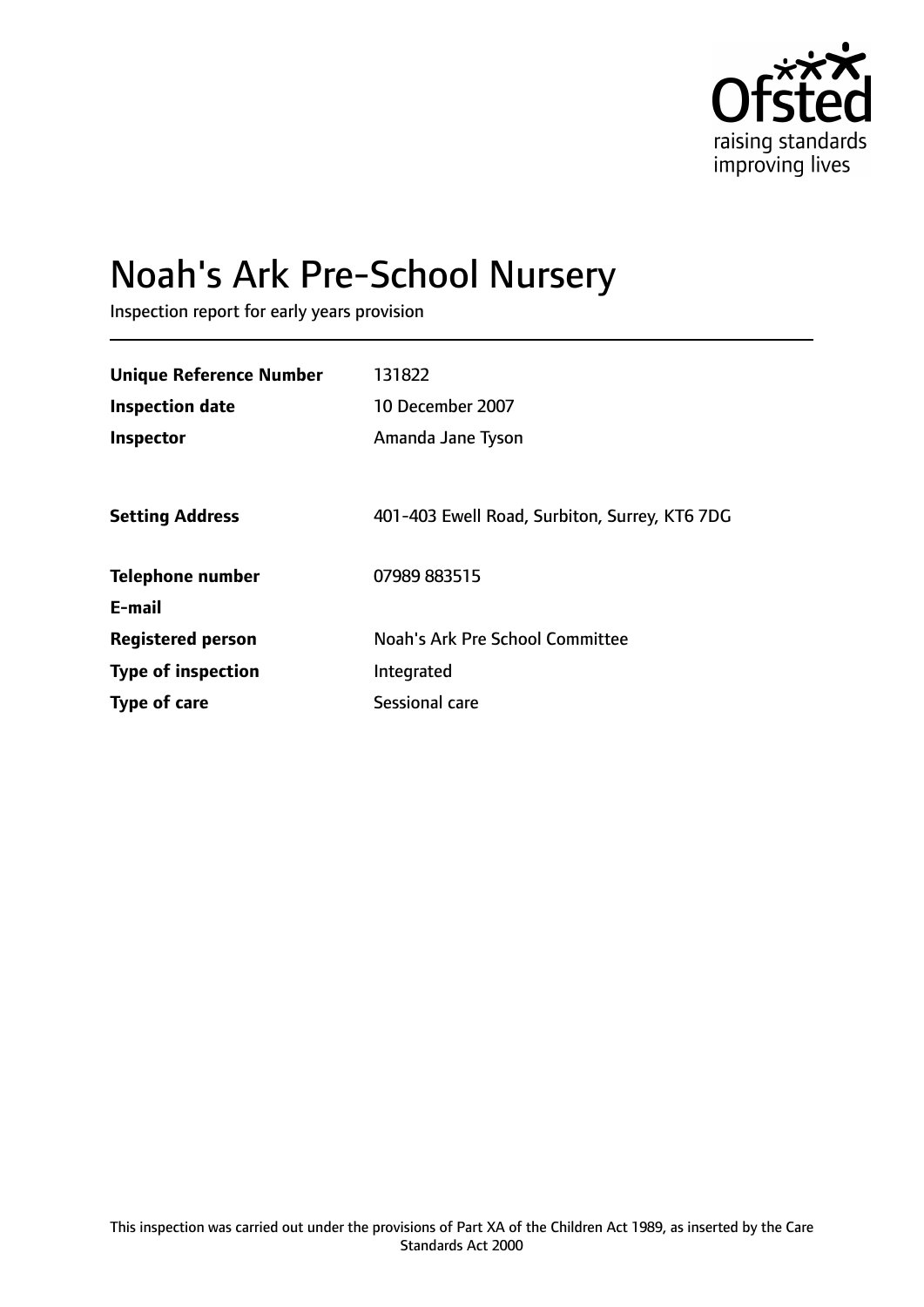# Noah's Ark Pre-School Nursery

Inspection report for early years provision

| | |
|---|---|
| **Unique Reference Number** | 131822 |
| **Inspection date** | 10 December 2007 |
| **Inspector** | Amanda Jane Tyson |
| **Setting Address** | 401-403 Ewell Road, Surbiton, Surrey, KT6 7DG |
| **Telephone number** | 07989 883515 |
| **E-mail** | |
| **Registered person** | Noah's Ark Pre School Committee |
| **Type of inspection** | Integrated |
| **Type of care** | Sessional care |

This inspection was carried out under the provisions of Part XA of the Children Act 1989, as inserted by the Care Standards Act 2000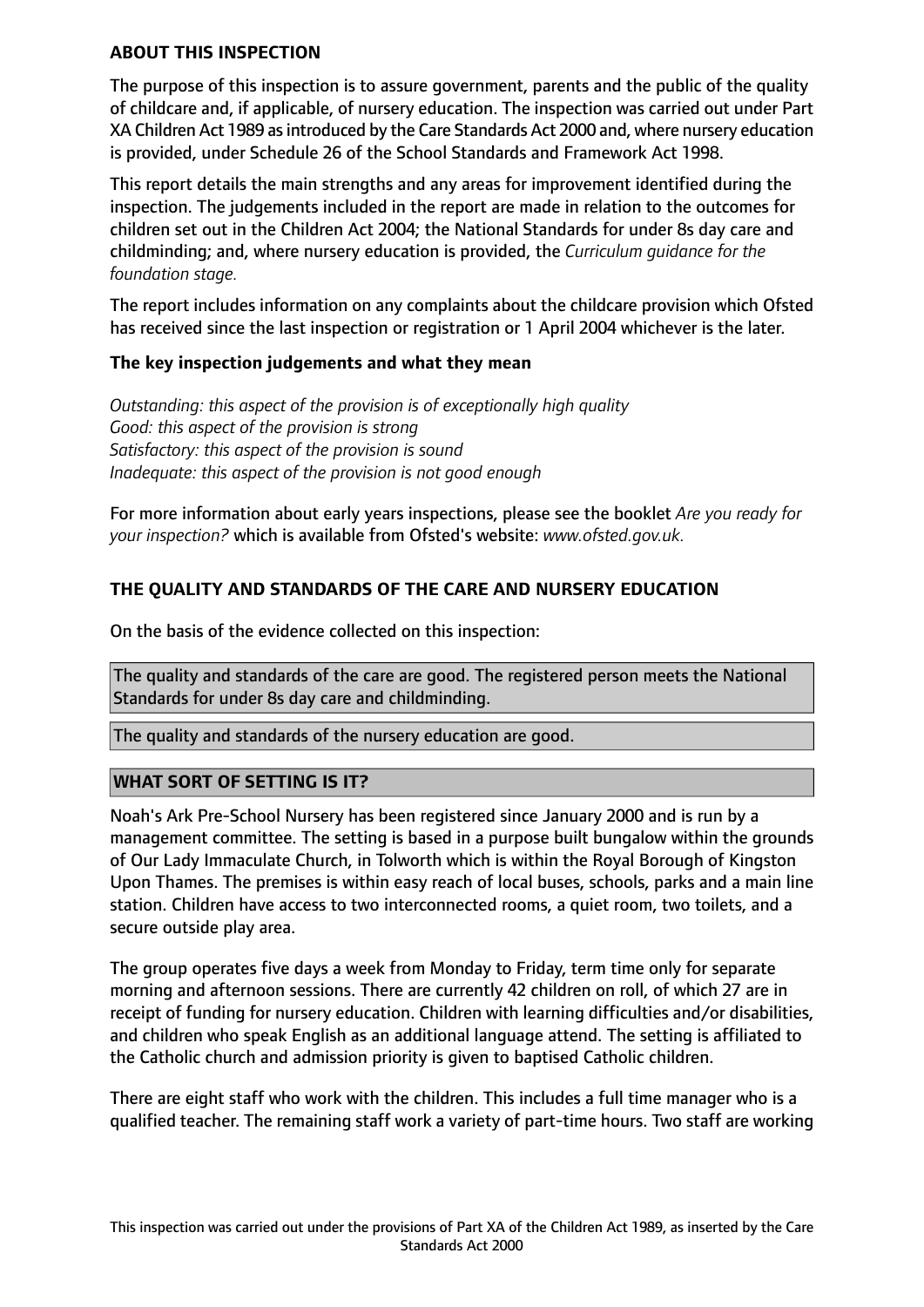**ABOUT THIS INSPECTION**

The purpose of this inspection is to assure government, parents and the public of the quality of childcare and, if applicable, of nursery education. The inspection was carried out under Part XA Children Act 1989 as introduced by the Care Standards Act 2000 and, where nursery education is provided, under Schedule 26 of the School Standards and Framework Act 1998.

This report details the main strengths and any areas for improvement identified during the inspection. The judgements included in the report are made in relation to the outcomes for children set out in the Children Act 2004; the National Standards for under 8s day care and childminding; and, where nursery education is provided, the *Curriculum guidance for the foundation stage.*

The report includes information on any complaints about the childcare provision which Ofsted has received since the last inspection or registration or 1 April 2004 whichever is the later.

**The key inspection judgements and what they mean**

*Outstanding: this aspect of the provision is of exceptionally high quality*
*Good: this aspect of the provision is strong*
*Satisfactory: this aspect of the provision is sound*
*Inadequate: this aspect of the provision is not good enough*

For more information about early years inspections, please see the booklet *Are you ready for your inspection?* which is available from Ofsted's website: *www.ofsted.gov.uk.*

**THE QUALITY AND STANDARDS OF THE CARE AND NURSERY EDUCATION**

On the basis of the evidence collected on this inspection:

The quality and standards of the care are good. The registered person meets the National Standards for under 8s day care and childminding.

The quality and standards of the nursery education are good.

**WHAT SORT OF SETTING IS IT?**

Noah's Ark Pre-School Nursery has been registered since January 2000 and is run by a management committee. The setting is based in a purpose built bungalow within the grounds of Our Lady Immaculate Church, in Tolworth which is within the Royal Borough of Kingston Upon Thames. The premises is within easy reach of local buses, schools, parks and a main line station. Children have access to two interconnected rooms, a quiet room, two toilets, and a secure outside play area.

The group operates five days a week from Monday to Friday, term time only for separate morning and afternoon sessions. There are currently 42 children on roll, of which 27 are in receipt of funding for nursery education. Children with learning difficulties and/or disabilities, and children who speak English as an additional language attend. The setting is affiliated to the Catholic church and admission priority is given to baptised Catholic children.

There are eight staff who work with the children. This includes a full time manager who is a qualified teacher. The remaining staff work a variety of part-time hours. Two staff are working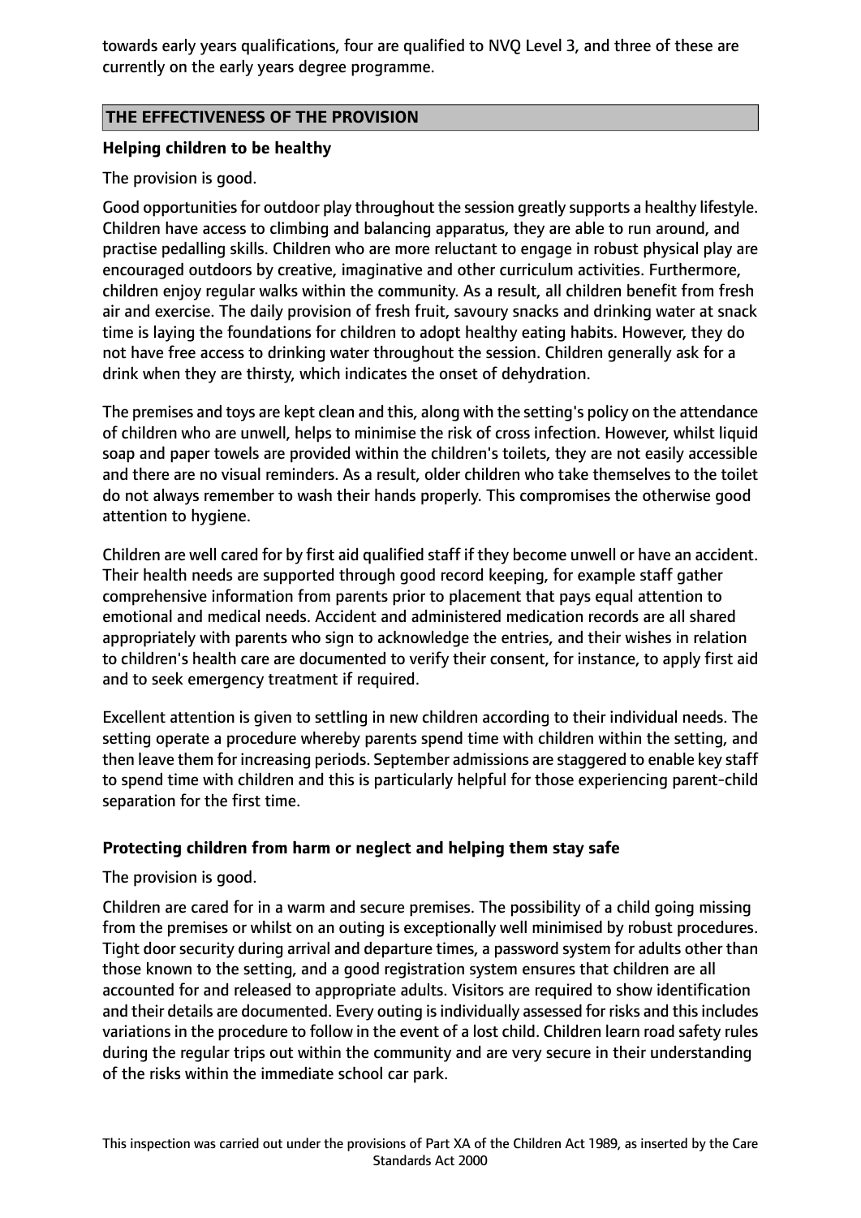towards early years qualifications, four are qualified to NVQ Level 3, and three of these are currently on the early years degree programme.

## THE EFFECTIVENESS OF THE PROVISION

### Helping children to be healthy

The provision is good.

Good opportunities for outdoor play throughout the session greatly supports a healthy lifestyle. Children have access to climbing and balancing apparatus, they are able to run around, and practise pedalling skills. Children who are more reluctant to engage in robust physical play are encouraged outdoors by creative, imaginative and other curriculum activities. Furthermore, children enjoy regular walks within the community. As a result, all children benefit from fresh air and exercise. The daily provision of fresh fruit, savoury snacks and drinking water at snack time is laying the foundations for children to adopt healthy eating habits. However, they do not have free access to drinking water throughout the session. Children generally ask for a drink when they are thirsty, which indicates the onset of dehydration.

The premises and toys are kept clean and this, along with the setting's policy on the attendance of children who are unwell, helps to minimise the risk of cross infection. However, whilst liquid soap and paper towels are provided within the children's toilets, they are not easily accessible and there are no visual reminders. As a result, older children who take themselves to the toilet do not always remember to wash their hands properly. This compromises the otherwise good attention to hygiene.

Children are well cared for by first aid qualified staff if they become unwell or have an accident. Their health needs are supported through good record keeping, for example staff gather comprehensive information from parents prior to placement that pays equal attention to emotional and medical needs. Accident and administered medication records are all shared appropriately with parents who sign to acknowledge the entries, and their wishes in relation to children's health care are documented to verify their consent, for instance, to apply first aid and to seek emergency treatment if required.

Excellent attention is given to settling in new children according to their individual needs. The setting operate a procedure whereby parents spend time with children within the setting, and then leave them for increasing periods. September admissions are staggered to enable key staff to spend time with children and this is particularly helpful for those experiencing parent-child separation for the first time.

### Protecting children from harm or neglect and helping them stay safe

The provision is good.

Children are cared for in a warm and secure premises. The possibility of a child going missing from the premises or whilst on an outing is exceptionally well minimised by robust procedures. Tight door security during arrival and departure times, a password system for adults other than those known to the setting, and a good registration system ensures that children are all accounted for and released to appropriate adults. Visitors are required to show identification and their details are documented. Every outing is individually assessed for risks and this includes variations in the procedure to follow in the event of a lost child. Children learn road safety rules during the regular trips out within the community and are very secure in their understanding of the risks within the immediate school car park.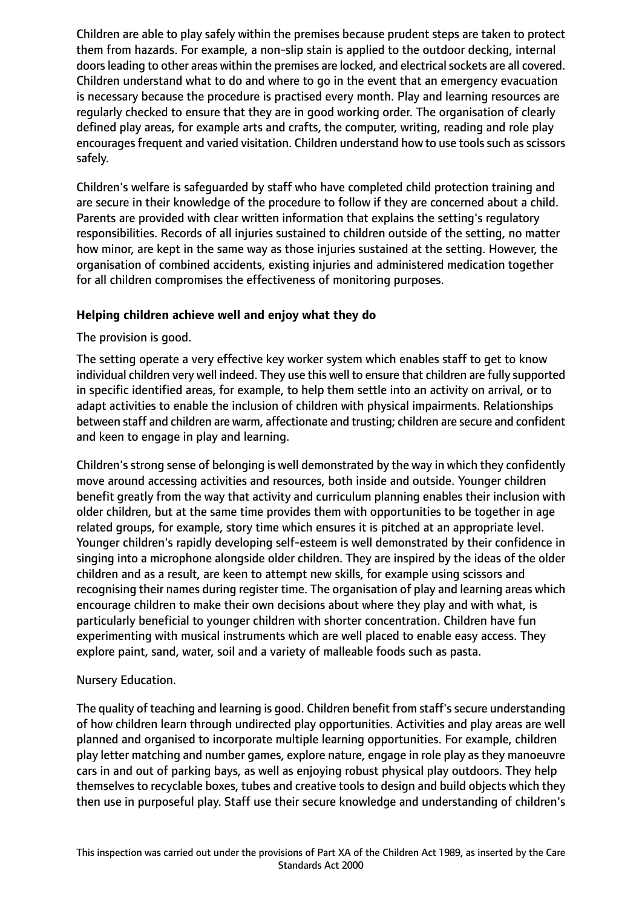Children are able to play safely within the premises because prudent steps are taken to protect them from hazards. For example, a non-slip stain is applied to the outdoor decking, internal doors leading to other areas within the premises are locked, and electrical sockets are all covered. Children understand what to do and where to go in the event that an emergency evacuation is necessary because the procedure is practised every month. Play and learning resources are regularly checked to ensure that they are in good working order. The organisation of clearly defined play areas, for example arts and crafts, the computer, writing, reading and role play encourages frequent and varied visitation. Children understand how to use tools such as scissors safely.

Children's welfare is safeguarded by staff who have completed child protection training and are secure in their knowledge of the procedure to follow if they are concerned about a child. Parents are provided with clear written information that explains the setting's regulatory responsibilities. Records of all injuries sustained to children outside of the setting, no matter how minor, are kept in the same way as those injuries sustained at the setting. However, the organisation of combined accidents, existing injuries and administered medication together for all children compromises the effectiveness of monitoring purposes.

**Helping children achieve well and enjoy what they do**

The provision is good.

The setting operate a very effective key worker system which enables staff to get to know individual children very well indeed. They use this well to ensure that children are fully supported in specific identified areas, for example, to help them settle into an activity on arrival, or to adapt activities to enable the inclusion of children with physical impairments. Relationships between staff and children are warm, affectionate and trusting; children are secure and confident and keen to engage in play and learning.

Children's strong sense of belonging is well demonstrated by the way in which they confidently move around accessing activities and resources, both inside and outside. Younger children benefit greatly from the way that activity and curriculum planning enables their inclusion with older children, but at the same time provides them with opportunities to be together in age related groups, for example, story time which ensures it is pitched at an appropriate level. Younger children's rapidly developing self-esteem is well demonstrated by their confidence in singing into a microphone alongside older children. They are inspired by the ideas of the older children and as a result, are keen to attempt new skills, for example using scissors and recognising their names during register time. The organisation of play and learning areas which encourage children to make their own decisions about where they play and with what, is particularly beneficial to younger children with shorter concentration. Children have fun experimenting with musical instruments which are well placed to enable easy access. They explore paint, sand, water, soil and a variety of malleable foods such as pasta.

Nursery Education.

The quality of teaching and learning is good. Children benefit from staff's secure understanding of how children learn through undirected play opportunities. Activities and play areas are well planned and organised to incorporate multiple learning opportunities. For example, children play letter matching and number games, explore nature, engage in role play as they manoeuvre cars in and out of parking bays, as well as enjoying robust physical play outdoors. They help themselves to recyclable boxes, tubes and creative tools to design and build objects which they then use in purposeful play. Staff use their secure knowledge and understanding of children's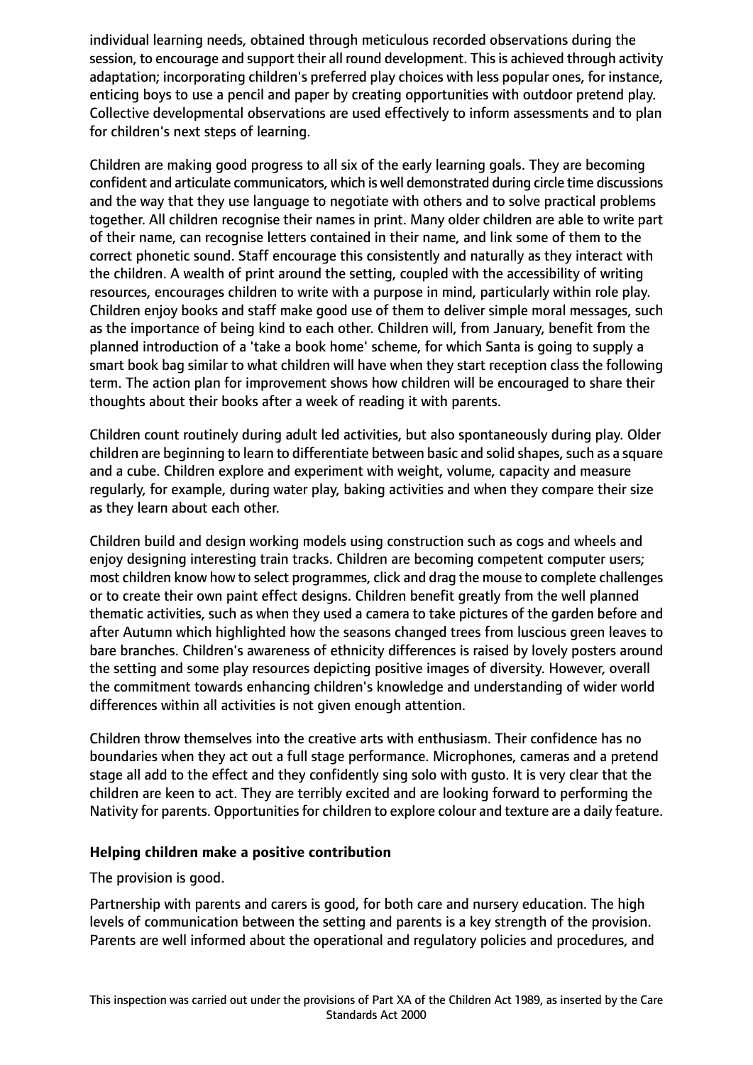individual learning needs, obtained through meticulous recorded observations during the session, to encourage and support their all round development. This is achieved through activity adaptation; incorporating children's preferred play choices with less popular ones, for instance, enticing boys to use a pencil and paper by creating opportunities with outdoor pretend play. Collective developmental observations are used effectively to inform assessments and to plan for children's next steps of learning.

Children are making good progress to all six of the early learning goals. They are becoming confident and articulate communicators, which is well demonstrated during circle time discussions and the way that they use language to negotiate with others and to solve practical problems together. All children recognise their names in print. Many older children are able to write part of their name, can recognise letters contained in their name, and link some of them to the correct phonetic sound. Staff encourage this consistently and naturally as they interact with the children. A wealth of print around the setting, coupled with the accessibility of writing resources, encourages children to write with a purpose in mind, particularly within role play. Children enjoy books and staff make good use of them to deliver simple moral messages, such as the importance of being kind to each other. Children will, from January, benefit from the planned introduction of a 'take a book home' scheme, for which Santa is going to supply a smart book bag similar to what children will have when they start reception class the following term. The action plan for improvement shows how children will be encouraged to share their thoughts about their books after a week of reading it with parents.

Children count routinely during adult led activities, but also spontaneously during play. Older children are beginning to learn to differentiate between basic and solid shapes, such as a square and a cube. Children explore and experiment with weight, volume, capacity and measure regularly, for example, during water play, baking activities and when they compare their size as they learn about each other.

Children build and design working models using construction such as cogs and wheels and enjoy designing interesting train tracks. Children are becoming competent computer users; most children know how to select programmes, click and drag the mouse to complete challenges or to create their own paint effect designs. Children benefit greatly from the well planned thematic activities, such as when they used a camera to take pictures of the garden before and after Autumn which highlighted how the seasons changed trees from luscious green leaves to bare branches. Children's awareness of ethnicity differences is raised by lovely posters around the setting and some play resources depicting positive images of diversity. However, overall the commitment towards enhancing children's knowledge and understanding of wider world differences within all activities is not given enough attention.

Children throw themselves into the creative arts with enthusiasm. Their confidence has no boundaries when they act out a full stage performance. Microphones, cameras and a pretend stage all add to the effect and they confidently sing solo with gusto. It is very clear that the children are keen to act. They are terribly excited and are looking forward to performing the Nativity for parents. Opportunities for children to explore colour and texture are a daily feature.

**Helping children make a positive contribution**

The provision is good.

Partnership with parents and carers is good, for both care and nursery education. The high levels of communication between the setting and parents is a key strength of the provision. Parents are well informed about the operational and regulatory policies and procedures, and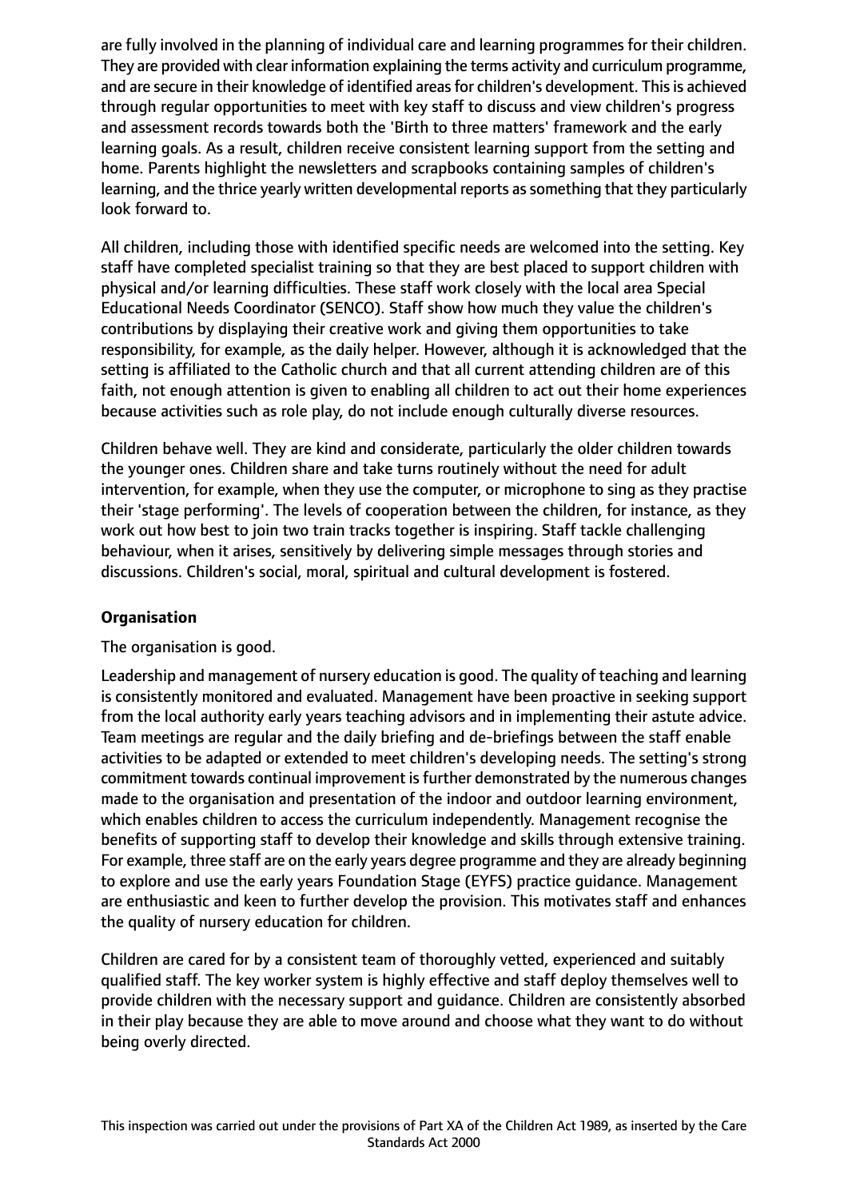are fully involved in the planning of individual care and learning programmes for their children. They are provided with clear information explaining the terms activity and curriculum programme, and are secure in their knowledge of identified areas for children's development. This is achieved through regular opportunities to meet with key staff to discuss and view children's progress and assessment records towards both the 'Birth to three matters' framework and the early learning goals. As a result, children receive consistent learning support from the setting and home. Parents highlight the newsletters and scrapbooks containing samples of children's learning, and the thrice yearly written developmental reports as something that they particularly look forward to.

All children, including those with identified specific needs are welcomed into the setting. Key staff have completed specialist training so that they are best placed to support children with physical and/or learning difficulties. These staff work closely with the local area Special Educational Needs Coordinator (SENCO). Staff show how much they value the children's contributions by displaying their creative work and giving them opportunities to take responsibility, for example, as the daily helper. However, although it is acknowledged that the setting is affiliated to the Catholic church and that all current attending children are of this faith, not enough attention is given to enabling all children to act out their home experiences because activities such as role play, do not include enough culturally diverse resources.

Children behave well. They are kind and considerate, particularly the older children towards the younger ones. Children share and take turns routinely without the need for adult intervention, for example, when they use the computer, or microphone to sing as they practise their 'stage performing'. The levels of cooperation between the children, for instance, as they work out how best to join two train tracks together is inspiring. Staff tackle challenging behaviour, when it arises, sensitively by delivering simple messages through stories and discussions. Children's social, moral, spiritual and cultural development is fostered.

**Organisation**

The organisation is good.

Leadership and management of nursery education is good. The quality of teaching and learning is consistently monitored and evaluated. Management have been proactive in seeking support from the local authority early years teaching advisors and in implementing their astute advice. Team meetings are regular and the daily briefing and de-briefings between the staff enable activities to be adapted or extended to meet children's developing needs. The setting's strong commitment towards continual improvement is further demonstrated by the numerous changes made to the organisation and presentation of the indoor and outdoor learning environment, which enables children to access the curriculum independently. Management recognise the benefits of supporting staff to develop their knowledge and skills through extensive training. For example, three staff are on the early years degree programme and they are already beginning to explore and use the early years Foundation Stage (EYFS) practice guidance. Management are enthusiastic and keen to further develop the provision. This motivates staff and enhances the quality of nursery education for children.

Children are cared for by a consistent team of thoroughly vetted, experienced and suitably qualified staff. The key worker system is highly effective and staff deploy themselves well to provide children with the necessary support and guidance. Children are consistently absorbed in their play because they are able to move around and choose what they want to do without being overly directed.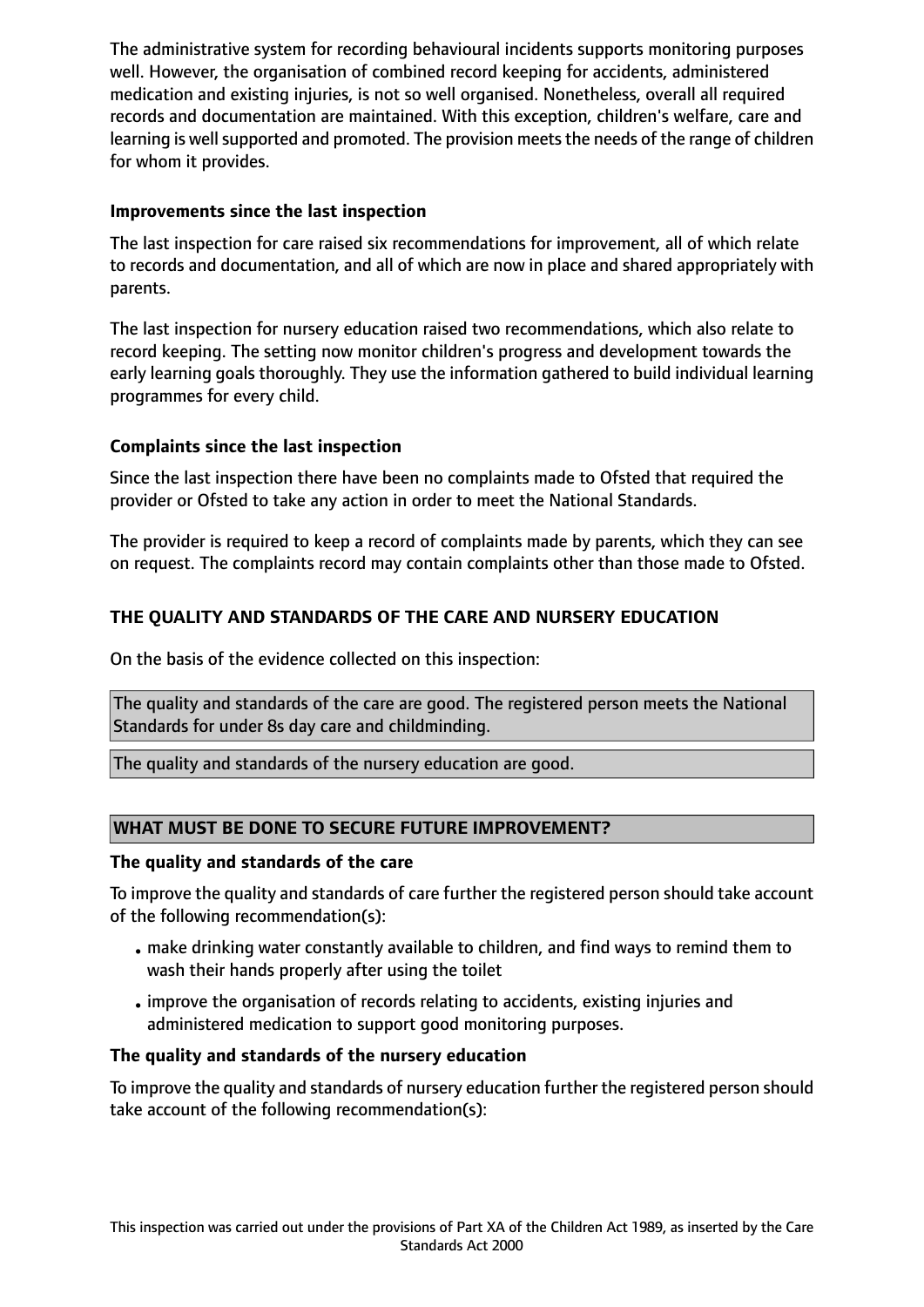The administrative system for recording behavioural incidents supports monitoring purposes well. However, the organisation of combined record keeping for accidents, administered medication and existing injuries, is not so well organised. Nonetheless, overall all required records and documentation are maintained. With this exception, children's welfare, care and learning is well supported and promoted. The provision meets the needs of the range of children for whom it provides.

**Improvements since the last inspection**

The last inspection for care raised six recommendations for improvement, all of which relate to records and documentation, and all of which are now in place and shared appropriately with parents.

The last inspection for nursery education raised two recommendations, which also relate to record keeping. The setting now monitor children's progress and development towards the early learning goals thoroughly. They use the information gathered to build individual learning programmes for every child.

**Complaints since the last inspection**

Since the last inspection there have been no complaints made to Ofsted that required the provider or Ofsted to take any action in order to meet the National Standards.

The provider is required to keep a record of complaints made by parents, which they can see on request. The complaints record may contain complaints other than those made to Ofsted.

## THE QUALITY AND STANDARDS OF THE CARE AND NURSERY EDUCATION

On the basis of the evidence collected on this inspection:

The quality and standards of the care are good. The registered person meets the National Standards for under 8s day care and childminding.

The quality and standards of the nursery education are good.

## WHAT MUST BE DONE TO SECURE FUTURE IMPROVEMENT?

**The quality and standards of the care**

To improve the quality and standards of care further the registered person should take account of the following recommendation(s):

- make drinking water constantly available to children, and find ways to remind them to wash their hands properly after using the toilet
- improve the organisation of records relating to accidents, existing injuries and administered medication to support good monitoring purposes.

**The quality and standards of the nursery education**

To improve the quality and standards of nursery education further the registered person should take account of the following recommendation(s):

This inspection was carried out under the provisions of Part XA of the Children Act 1989, as inserted by the Care Standards Act 2000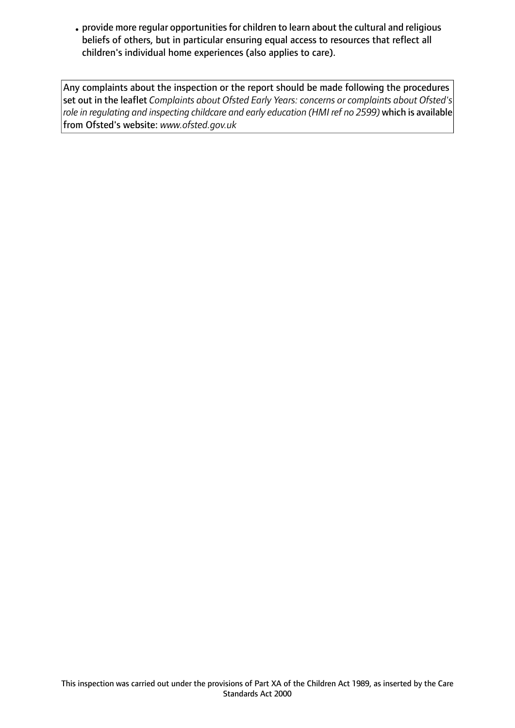- provide more regular opportunities for children to learn about the cultural and religious beliefs of others, but in particular ensuring equal access to resources that reflect all children's individual home experiences (also applies to care).

Any complaints about the inspection or the report should be made following the procedures set out in the leaflet *Complaints about Ofsted Early Years: concerns or complaints about Ofsted's role in regulating and inspecting childcare and early education (HMI ref no 2599)* which is available from Ofsted's website: *www.ofsted.gov.uk*

This inspection was carried out under the provisions of Part XA of the Children Act 1989, as inserted by the Care Standards Act 2000